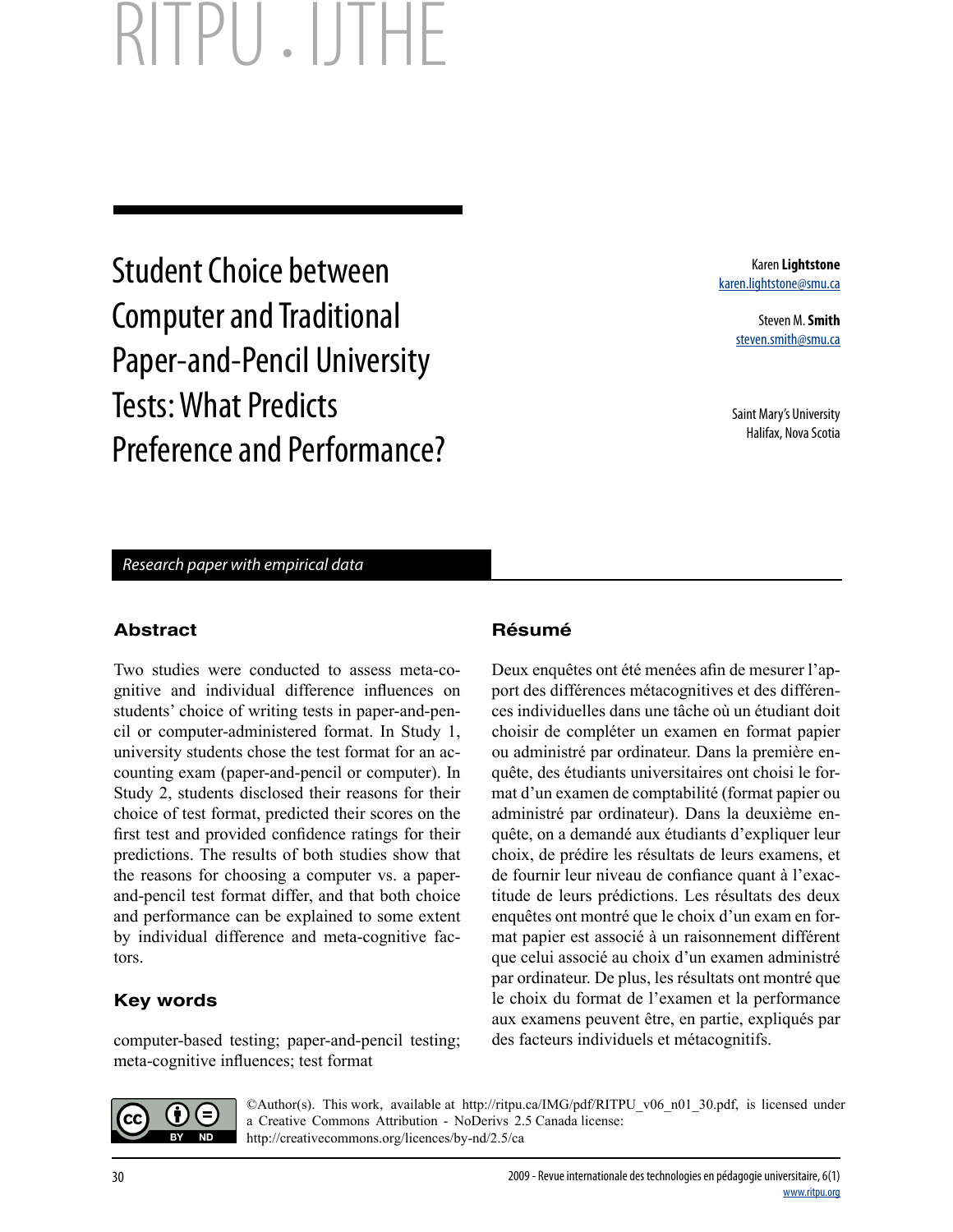RITPU . IJTHE

# Student Choice between Computer and Traditional Paper-and-Pencil University Tests: What Predicts Preference and Performance?

Karen **Lightstone**
karen.lightstone@smu.ca

Steven M. **Smith**
steven.smith@smu.ca

Saint Mary's University
Halifax, Nova Scotia

*Research paper with empirical data*

## Abstract

Two studies were conducted to assess meta-cognitive and individual difference influences on students' choice of writing tests in paper-and-pencil or computer-administered format. In Study 1, university students chose the test format for an accounting exam (paper-and-pencil or computer). In Study 2, students disclosed their reasons for their choice of test format, predicted their scores on the first test and provided confidence ratings for their predictions. The results of both studies show that the reasons for choosing a computer vs. a paper-and-pencil test format differ, and that both choice and performance can be explained to some extent by individual difference and meta-cognitive factors.

## Key words

computer-based testing; paper-and-pencil testing; meta-cognitive influences; test format

## Résumé

Deux enquêtes ont été menées afin de mesurer l'apport des différences métacognitives et des différences individuelles dans une tâche où un étudiant doit choisir de compléter un examen en format papier ou administré par ordinateur. Dans la première enquête, des étudiants universitaires ont choisi le format d'un examen de comptabilité (format papier ou administré par ordinateur). Dans la deuxième enquête, on a demandé aux étudiants d'expliquer leur choix, de prédire les résultats de leurs examens, et de fournir leur niveau de confiance quant à l'exactitude de leurs prédictions. Les résultats des deux enquêtes ont montré que le choix d'un exam en format papier est associé à un raisonnement différent que celui associé au choix d'un examen administré par ordinateur. De plus, les résultats ont montré que le choix du format de l'examen et la performance aux examens peuvent être, en partie, expliqués par des facteurs individuels et métacognitifs.

©Author(s). This work, available at http://ritpu.ca/IMG/pdf/RITPU_v06_n01_30.pdf, is licensed under a Creative Commons Attribution - NoDerivs 2.5 Canada license: http://creativecommons.org/licences/by-nd/2.5/ca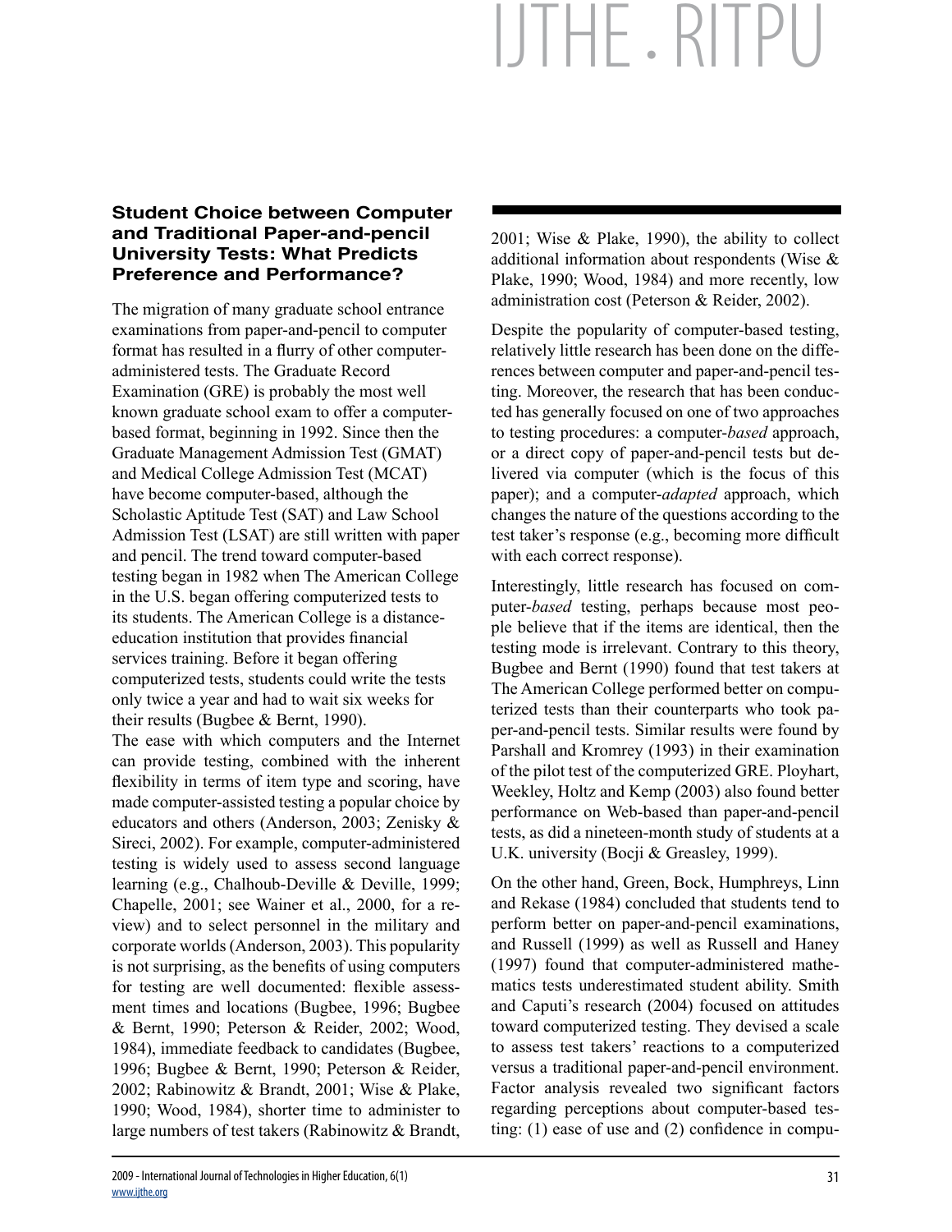### Student Choice between Computer and Traditional Paper-and-pencil University Tests: What Predicts Preference and Performance?

The migration of many graduate school entrance examinations from paper-and-pencil to computer format has resulted in a flurry of other computer-administered tests. The Graduate Record Examination (GRE) is probably the most well known graduate school exam to offer a computer-based format, beginning in 1992. Since then the Graduate Management Admission Test (GMAT) and Medical College Admission Test (MCAT) have become computer-based, although the Scholastic Aptitude Test (SAT) and Law School Admission Test (LSAT) are still written with paper and pencil. The trend toward computer-based testing began in 1982 when The American College in the U.S. began offering computerized tests to its students. The American College is a distance-education institution that provides financial services training. Before it began offering computerized tests, students could write the tests only twice a year and had to wait six weeks for their results (Bugbee & Bernt, 1990).

The ease with which computers and the Internet can provide testing, combined with the inherent flexibility in terms of item type and scoring, have made computer-assisted testing a popular choice by educators and others (Anderson, 2003; Zenisky & Sireci, 2002). For example, computer-administered testing is widely used to assess second language learning (e.g., Chalhoub-Deville & Deville, 1999; Chapelle, 2001; see Wainer et al., 2000, for a review) and to select personnel in the military and corporate worlds (Anderson, 2003). This popularity is not surprising, as the benefits of using computers for testing are well documented: flexible assessment times and locations (Bugbee, 1996; Bugbee & Bernt, 1990; Peterson & Reider, 2002; Wood, 1984), immediate feedback to candidates (Bugbee, 1996; Bugbee & Bernt, 1990; Peterson & Reider, 2002; Rabinowitz & Brandt, 2001; Wise & Plake, 1990; Wood, 1984), shorter time to administer to large numbers of test takers (Rabinowitz & Brandt, 2001; Wise & Plake, 1990), the ability to collect additional information about respondents (Wise & Plake, 1990; Wood, 1984) and more recently, low administration cost (Peterson & Reider, 2002).

Despite the popularity of computer-based testing, relatively little research has been done on the differences between computer and paper-and-pencil testing. Moreover, the research that has been conducted has generally focused on one of two approaches to testing procedures: a computer-*based* approach, or a direct copy of paper-and-pencil tests but delivered via computer (which is the focus of this paper); and a computer-*adapted* approach, which changes the nature of the questions according to the test taker's response (e.g., becoming more difficult with each correct response).

Interestingly, little research has focused on computer-*based* testing, perhaps because most people believe that if the items are identical, then the testing mode is irrelevant. Contrary to this theory, Bugbee and Bernt (1990) found that test takers at The American College performed better on computerized tests than their counterparts who took paper-and-pencil tests. Similar results were found by Parshall and Kromrey (1993) in their examination of the pilot test of the computerized GRE. Ployhart, Weekley, Holtz and Kemp (2003) also found better performance on Web-based than paper-and-pencil tests, as did a nineteen-month study of students at a U.K. university (Bocji & Greasley, 1999).

On the other hand, Green, Bock, Humphreys, Linn and Rekase (1984) concluded that students tend to perform better on paper-and-pencil examinations, and Russell (1999) as well as Russell and Haney (1997) found that computer-administered mathematics tests underestimated student ability. Smith and Caputi's research (2004) focused on attitudes toward computerized testing. They devised a scale to assess test takers' reactions to a computerized versus a traditional paper-and-pencil environment. Factor analysis revealed two significant factors regarding perceptions about computer-based testing: (1) ease of use and (2) confidence in compu-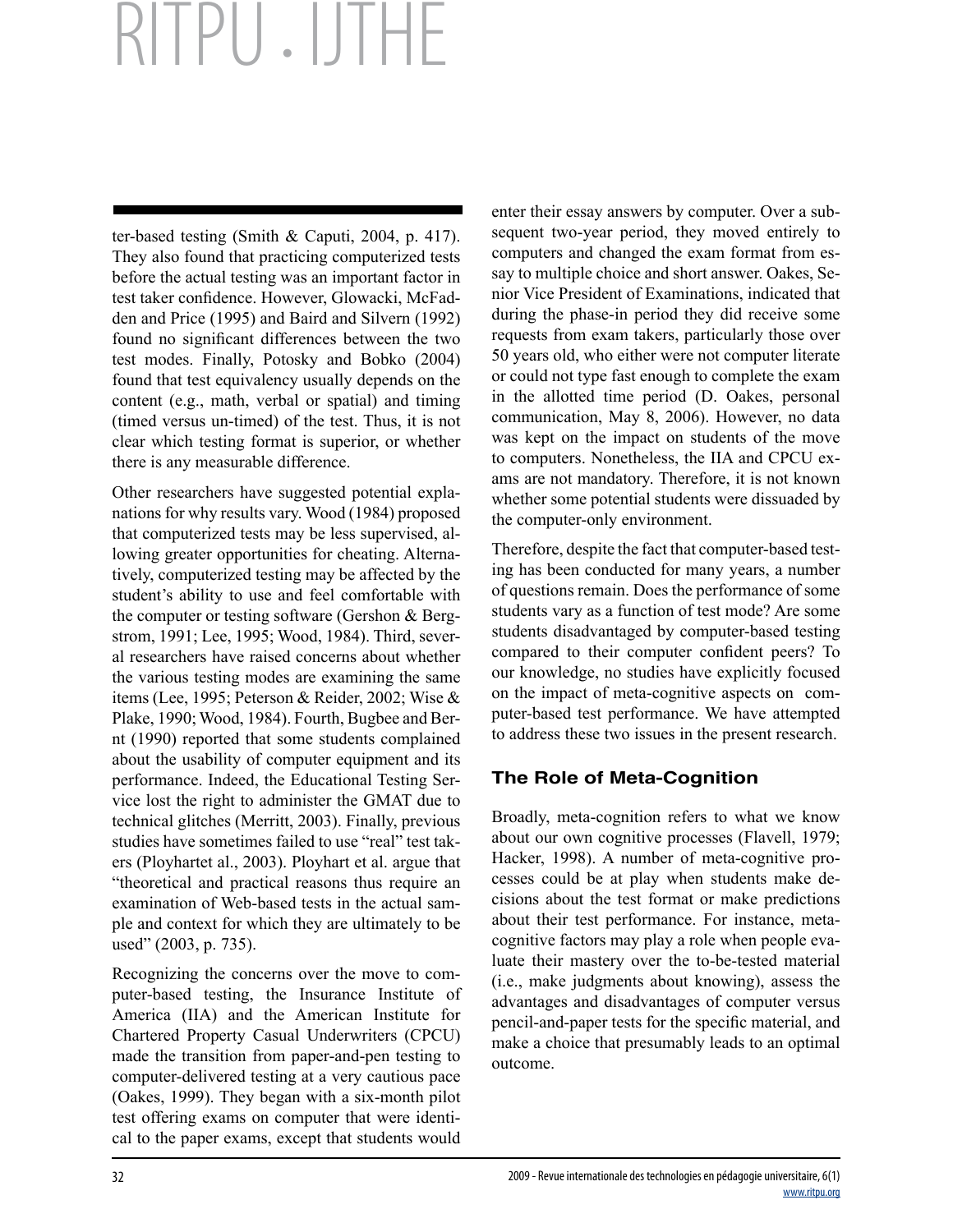ter-based testing (Smith & Caputi, 2004, p. 417). They also found that practicing computerized tests before the actual testing was an important factor in test taker confidence. However, Glowacki, McFadden and Price (1995) and Baird and Silvern (1992) found no significant differences between the two test modes. Finally, Potosky and Bobko (2004) found that test equivalency usually depends on the content (e.g., math, verbal or spatial) and timing (timed versus un-timed) of the test. Thus, it is not clear which testing format is superior, or whether there is any measurable difference.

Other researchers have suggested potential explanations for why results vary. Wood (1984) proposed that computerized tests may be less supervised, allowing greater opportunities for cheating. Alternatively, computerized testing may be affected by the student's ability to use and feel comfortable with the computer or testing software (Gershon & Bergstrom, 1991; Lee, 1995; Wood, 1984). Third, several researchers have raised concerns about whether the various testing modes are examining the same items (Lee, 1995; Peterson & Reider, 2002; Wise & Plake, 1990; Wood, 1984). Fourth, Bugbee and Bernt (1990) reported that some students complained about the usability of computer equipment and its performance. Indeed, the Educational Testing Service lost the right to administer the GMAT due to technical glitches (Merritt, 2003). Finally, previous studies have sometimes failed to use "real" test takers (Ployhartet al., 2003). Ployhart et al. argue that "theoretical and practical reasons thus require an examination of Web-based tests in the actual sample and context for which they are ultimately to be used" (2003, p. 735).

Recognizing the concerns over the move to computer-based testing, the Insurance Institute of America (IIA) and the American Institute for Chartered Property Casual Underwriters (CPCU) made the transition from paper-and-pen testing to computer-delivered testing at a very cautious pace (Oakes, 1999). They began with a six-month pilot test offering exams on computer that were identical to the paper exams, except that students would enter their essay answers by computer. Over a subsequent two-year period, they moved entirely to computers and changed the exam format from essay to multiple choice and short answer. Oakes, Senior Vice President of Examinations, indicated that during the phase-in period they did receive some requests from exam takers, particularly those over 50 years old, who either were not computer literate or could not type fast enough to complete the exam in the allotted time period (D. Oakes, personal communication, May 8, 2006). However, no data was kept on the impact on students of the move to computers. Nonetheless, the IIA and CPCU exams are not mandatory. Therefore, it is not known whether some potential students were dissuaded by the computer-only environment.

Therefore, despite the fact that computer-based testing has been conducted for many years, a number of questions remain. Does the performance of some students vary as a function of test mode? Are some students disadvantaged by computer-based testing compared to their computer confident peers? To our knowledge, no studies have explicitly focused on the impact of meta-cognitive aspects on computer-based test performance. We have attempted to address these two issues in the present research.

### The Role of Meta-Cognition

Broadly, meta-cognition refers to what we know about our own cognitive processes (Flavell, 1979; Hacker, 1998). A number of meta-cognitive processes could be at play when students make decisions about the test format or make predictions about their test performance. For instance, meta-cognitive factors may play a role when people evaluate their mastery over the to-be-tested material (i.e., make judgments about knowing), assess the advantages and disadvantages of computer versus pencil-and-paper tests for the specific material, and make a choice that presumably leads to an optimal outcome.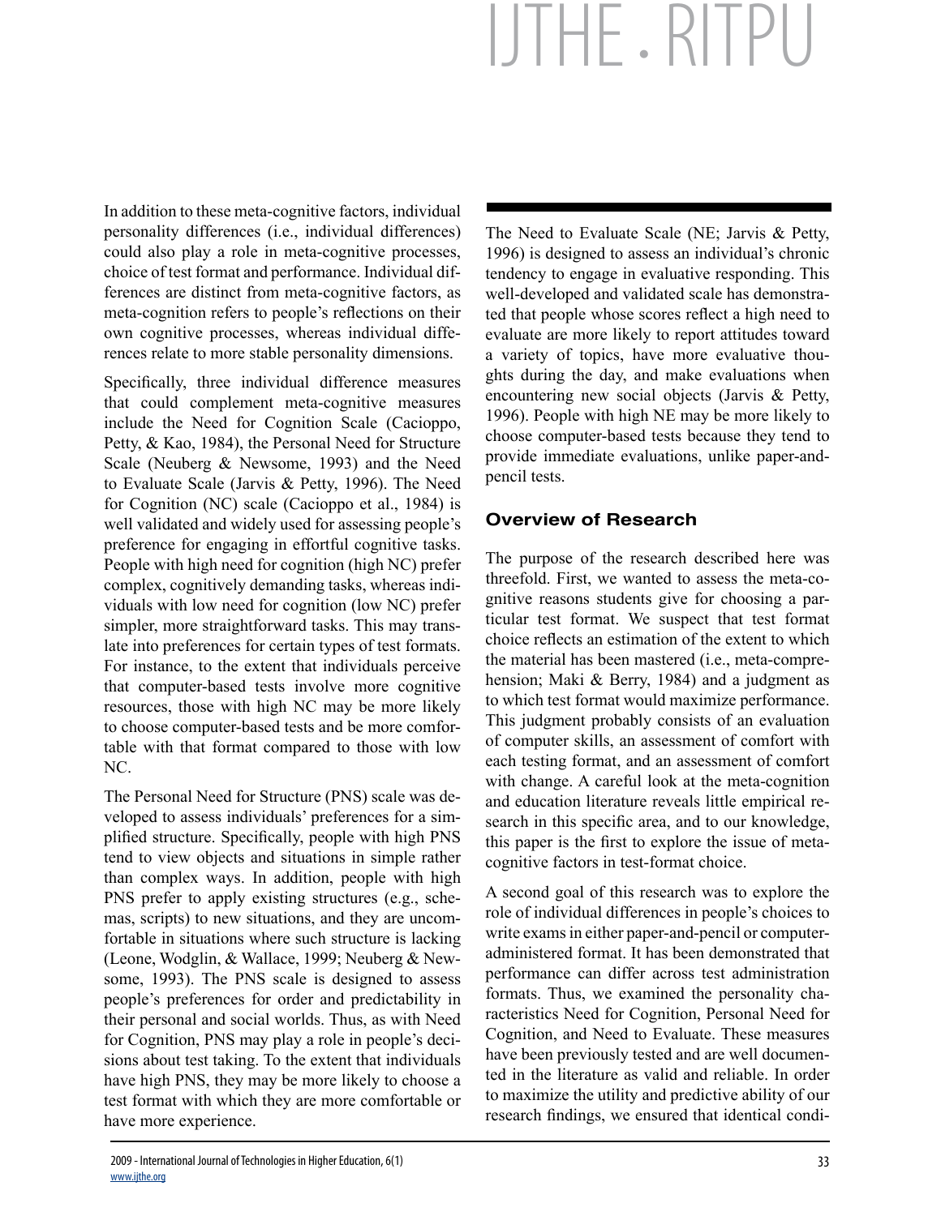In addition to these meta-cognitive factors, individual personality differences (i.e., individual differences) could also play a role in meta-cognitive processes, choice of test format and performance. Individual differences are distinct from meta-cognitive factors, as meta-cognition refers to people's reflections on their own cognitive processes, whereas individual differences relate to more stable personality dimensions.

Specifically, three individual difference measures that could complement meta-cognitive measures include the Need for Cognition Scale (Cacioppo, Petty, & Kao, 1984), the Personal Need for Structure Scale (Neuberg & Newsome, 1993) and the Need to Evaluate Scale (Jarvis & Petty, 1996). The Need for Cognition (NC) scale (Cacioppo et al., 1984) is well validated and widely used for assessing people's preference for engaging in effortful cognitive tasks. People with high need for cognition (high NC) prefer complex, cognitively demanding tasks, whereas individuals with low need for cognition (low NC) prefer simpler, more straightforward tasks. This may translate into preferences for certain types of test formats. For instance, to the extent that individuals perceive that computer-based tests involve more cognitive resources, those with high NC may be more likely to choose computer-based tests and be more comfortable with that format compared to those with low NC.

The Personal Need for Structure (PNS) scale was developed to assess individuals' preferences for a simplified structure. Specifically, people with high PNS tend to view objects and situations in simple rather than complex ways. In addition, people with high PNS prefer to apply existing structures (e.g., schemas, scripts) to new situations, and they are uncomfortable in situations where such structure is lacking (Leone, Wodglin, & Wallace, 1999; Neuberg & Newsome, 1993). The PNS scale is designed to assess people's preferences for order and predictability in their personal and social worlds. Thus, as with Need for Cognition, PNS may play a role in people's decisions about test taking. To the extent that individuals have high PNS, they may be more likely to choose a test format with which they are more comfortable or have more experience.

The Need to Evaluate Scale (NE; Jarvis & Petty, 1996) is designed to assess an individual's chronic tendency to engage in evaluative responding. This well-developed and validated scale has demonstrated that people whose scores reflect a high need to evaluate are more likely to report attitudes toward a variety of topics, have more evaluative thoughts during the day, and make evaluations when encountering new social objects (Jarvis & Petty, 1996). People with high NE may be more likely to choose computer-based tests because they tend to provide immediate evaluations, unlike paper-and-pencil tests.

## Overview of Research

The purpose of the research described here was threefold. First, we wanted to assess the meta-cognitive reasons students give for choosing a particular test format. We suspect that test format choice reflects an estimation of the extent to which the material has been mastered (i.e., meta-comprehension; Maki & Berry, 1984) and a judgment as to which test format would maximize performance. This judgment probably consists of an evaluation of computer skills, an assessment of comfort with each testing format, and an assessment of comfort with change. A careful look at the meta-cognition and education literature reveals little empirical research in this specific area, and to our knowledge, this paper is the first to explore the issue of meta-cognitive factors in test-format choice.

A second goal of this research was to explore the role of individual differences in people's choices to write exams in either paper-and-pencil or computer-administered format. It has been demonstrated that performance can differ across test administration formats. Thus, we examined the personality characteristics Need for Cognition, Personal Need for Cognition, and Need to Evaluate. These measures have been previously tested and are well documented in the literature as valid and reliable. In order to maximize the utility and predictive ability of our research findings, we ensured that identical condi-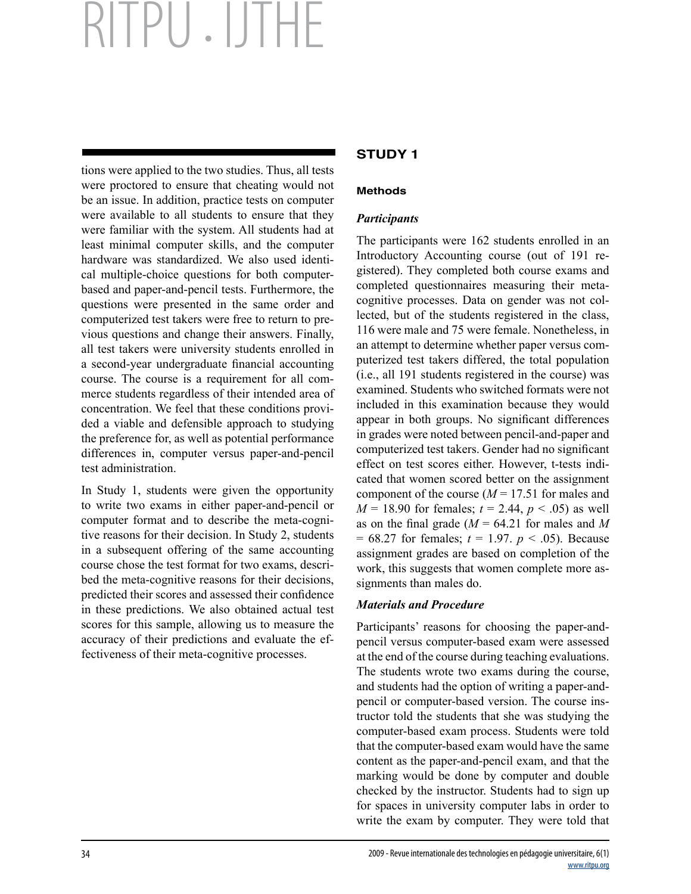tions were applied to the two studies. Thus, all tests were proctored to ensure that cheating would not be an issue. In addition, practice tests on computer were available to all students to ensure that they were familiar with the system. All students had at least minimal computer skills, and the computer hardware was standardized. We also used identical multiple-choice questions for both computer-based and paper-and-pencil tests. Furthermore, the questions were presented in the same order and computerized test takers were free to return to previous questions and change their answers. Finally, all test takers were university students enrolled in a second-year undergraduate financial accounting course. The course is a requirement for all commerce students regardless of their intended area of concentration. We feel that these conditions provided a viable and defensible approach to studying the preference for, as well as potential performance differences in, computer versus paper-and-pencil test administration.

In Study 1, students were given the opportunity to write two exams in either paper-and-pencil or computer format and to describe the meta-cognitive reasons for their decision. In Study 2, students in a subsequent offering of the same accounting course chose the test format for two exams, described the meta-cognitive reasons for their decisions, predicted their scores and assessed their confidence in these predictions. We also obtained actual test scores for this sample, allowing us to measure the accuracy of their predictions and evaluate the effectiveness of their meta-cognitive processes.

## STUDY 1

### Methods

#### *Participants*

The participants were 162 students enrolled in an Introductory Accounting course (out of 191 registered). They completed both course exams and completed questionnaires measuring their meta-cognitive processes. Data on gender was not collected, but of the students registered in the class, 116 were male and 75 were female. Nonetheless, in an attempt to determine whether paper versus computerized test takers differed, the total population (i.e., all 191 students registered in the course) was examined. Students who switched formats were not included in this examination because they would appear in both groups. No significant differences in grades were noted between pencil-and-paper and computerized test takers. Gender had no significant effect on test scores either. However, t-tests indicated that women scored better on the assignment component of the course ($M = 17.51$ for males and $M = 18.90$ for females; $t = 2.44$, $p < .05$) as well as on the final grade ($M = 64.21$ for males and $M = 68.27$ for females; $t = 1.97$. $p < .05$). Because assignment grades are based on completion of the work, this suggests that women complete more assignments than males do.

#### *Materials and Procedure*

Participants' reasons for choosing the paper-and-pencil versus computer-based exam were assessed at the end of the course during teaching evaluations. The students wrote two exams during the course, and students had the option of writing a paper-and-pencil or computer-based version. The course instructor told the students that she was studying the computer-based exam process. Students were told that the computer-based exam would have the same content as the paper-and-pencil exam, and that the marking would be done by computer and double checked by the instructor. Students had to sign up for spaces in university computer labs in order to write the exam by computer. They were told that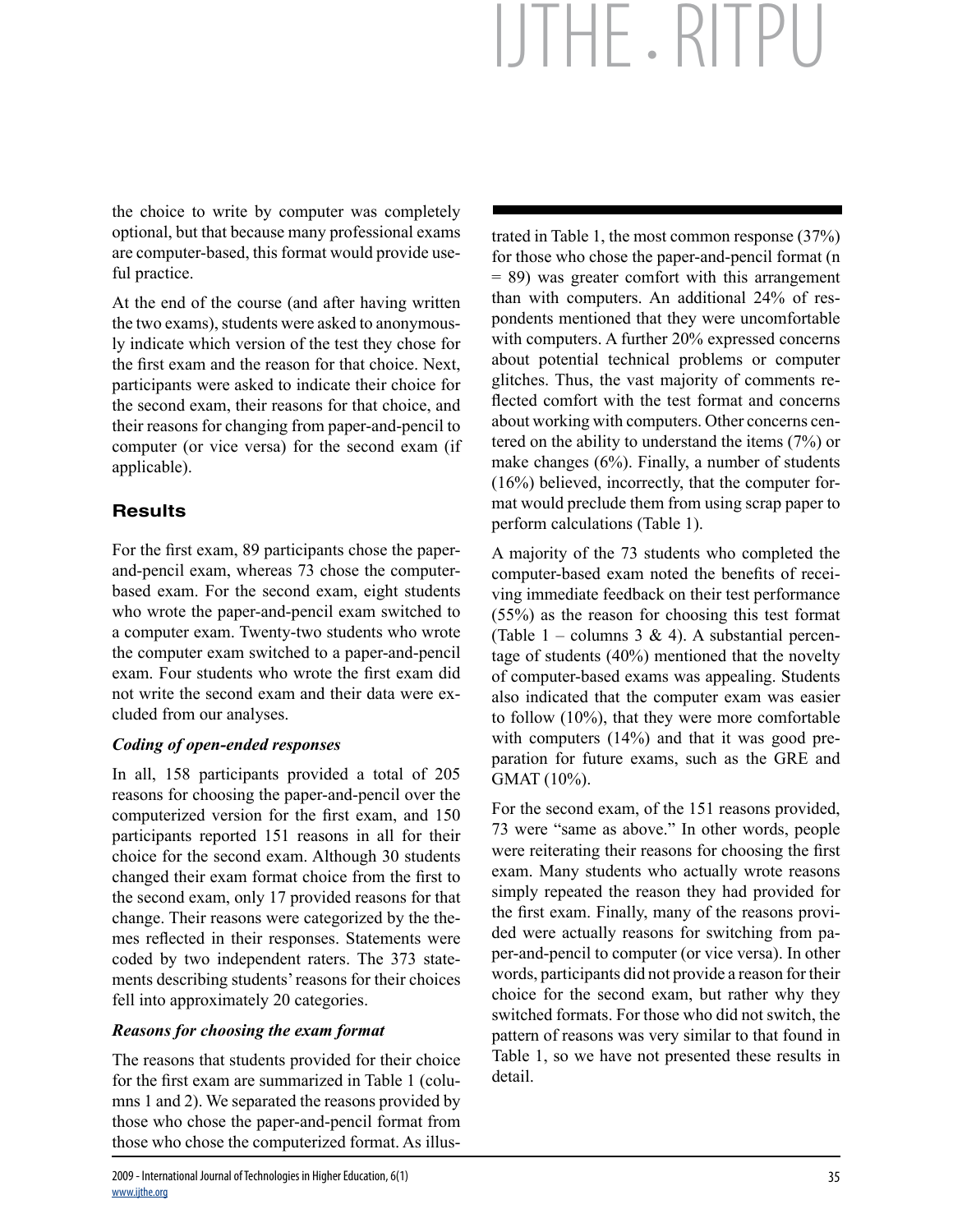the choice to write by computer was completely optional, but that because many professional exams are computer-based, this format would provide useful practice.

At the end of the course (and after having written the two exams), students were asked to anonymously indicate which version of the test they chose for the first exam and the reason for that choice. Next, participants were asked to indicate their choice for the second exam, their reasons for that choice, and their reasons for changing from paper-and-pencil to computer (or vice versa) for the second exam (if applicable).

## Results

For the first exam, 89 participants chose the paper-and-pencil exam, whereas 73 chose the computer-based exam. For the second exam, eight students who wrote the paper-and-pencil exam switched to a computer exam. Twenty-two students who wrote the computer exam switched to a paper-and-pencil exam. Four students who wrote the first exam did not write the second exam and their data were excluded from our analyses.

### *Coding of open-ended responses*

In all, 158 participants provided a total of 205 reasons for choosing the paper-and-pencil over the computerized version for the first exam, and 150 participants reported 151 reasons in all for their choice for the second exam. Although 30 students changed their exam format choice from the first to the second exam, only 17 provided reasons for that change. Their reasons were categorized by the themes reflected in their responses. Statements were coded by two independent raters. The 373 statements describing students' reasons for their choices fell into approximately 20 categories.

### *Reasons for choosing the exam format*

The reasons that students provided for their choice for the first exam are summarized in Table 1 (columns 1 and 2). We separated the reasons provided by those who chose the paper-and-pencil format from those who chose the computerized format. As illustrated in Table 1, the most common response (37%) for those who chose the paper-and-pencil format (n = 89) was greater comfort with this arrangement than with computers. An additional 24% of respondents mentioned that they were uncomfortable with computers. A further 20% expressed concerns about potential technical problems or computer glitches. Thus, the vast majority of comments reflected comfort with the test format and concerns about working with computers. Other concerns centered on the ability to understand the items (7%) or make changes (6%). Finally, a number of students (16%) believed, incorrectly, that the computer format would preclude them from using scrap paper to perform calculations (Table 1).

A majority of the 73 students who completed the computer-based exam noted the benefits of receiving immediate feedback on their test performance (55%) as the reason for choosing this test format (Table 1 – columns 3 & 4). A substantial percentage of students (40%) mentioned that the novelty of computer-based exams was appealing. Students also indicated that the computer exam was easier to follow (10%), that they were more comfortable with computers (14%) and that it was good preparation for future exams, such as the GRE and GMAT (10%).

For the second exam, of the 151 reasons provided, 73 were "same as above." In other words, people were reiterating their reasons for choosing the first exam. Many students who actually wrote reasons simply repeated the reason they had provided for the first exam. Finally, many of the reasons provided were actually reasons for switching from paper-and-pencil to computer (or vice versa). In other words, participants did not provide a reason for their choice for the second exam, but rather why they switched formats. For those who did not switch, the pattern of reasons was very similar to that found in Table 1, so we have not presented these results in detail.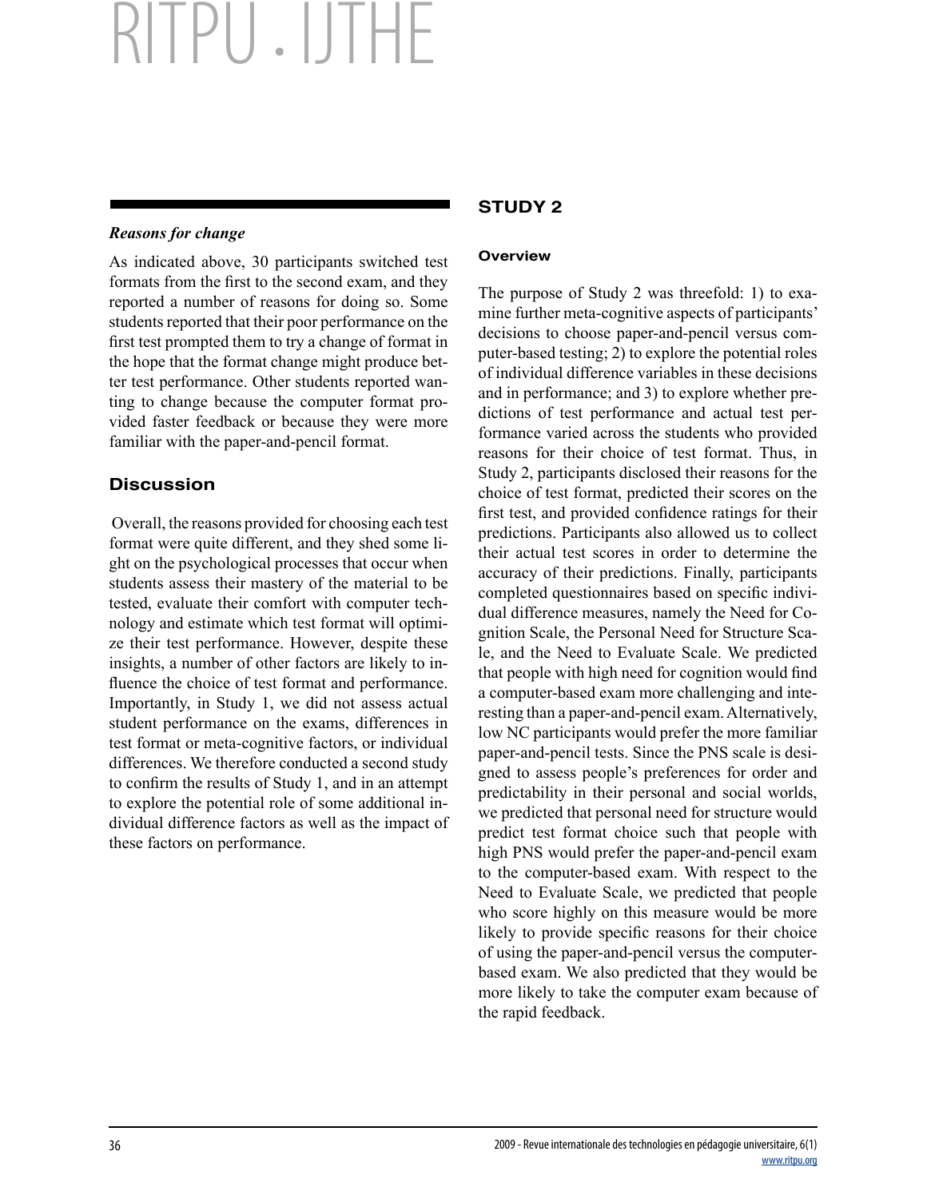### *Reasons for change*

As indicated above, 30 participants switched test formats from the first to the second exam, and they reported a number of reasons for doing so. Some students reported that their poor performance on the first test prompted them to try a change of format in the hope that the format change might produce better test performance. Other students reported wanting to change because the computer format provided faster feedback or because they were more familiar with the paper-and-pencil format.

## Discussion

Overall, the reasons provided for choosing each test format were quite different, and they shed some light on the psychological processes that occur when students assess their mastery of the material to be tested, evaluate their comfort with computer technology and estimate which test format will optimize their test performance. However, despite these insights, a number of other factors are likely to influence the choice of test format and performance. Importantly, in Study 1, we did not assess actual student performance on the exams, differences in test format or meta-cognitive factors, or individual differences. We therefore conducted a second study to confirm the results of Study 1, and in an attempt to explore the potential role of some additional individual difference factors as well as the impact of these factors on performance.

# STUDY 2

### Overview

The purpose of Study 2 was threefold: 1) to examine further meta-cognitive aspects of participants' decisions to choose paper-and-pencil versus computer-based testing; 2) to explore the potential roles of individual difference variables in these decisions and in performance; and 3) to explore whether predictions of test performance and actual test performance varied across the students who provided reasons for their choice of test format. Thus, in Study 2, participants disclosed their reasons for the choice of test format, predicted their scores on the first test, and provided confidence ratings for their predictions. Participants also allowed us to collect their actual test scores in order to determine the accuracy of their predictions. Finally, participants completed questionnaires based on specific individual difference measures, namely the Need for Cognition Scale, the Personal Need for Structure Scale, and the Need to Evaluate Scale. We predicted that people with high need for cognition would find a computer-based exam more challenging and interesting than a paper-and-pencil exam. Alternatively, low NC participants would prefer the more familiar paper-and-pencil tests. Since the PNS scale is designed to assess people's preferences for order and predictability in their personal and social worlds, we predicted that personal need for structure would predict test format choice such that people with high PNS would prefer the paper-and-pencil exam to the computer-based exam. With respect to the Need to Evaluate Scale, we predicted that people who score highly on this measure would be more likely to provide specific reasons for their choice of using the paper-and-pencil versus the computer-based exam. We also predicted that they would be more likely to take the computer exam because of the rapid feedback.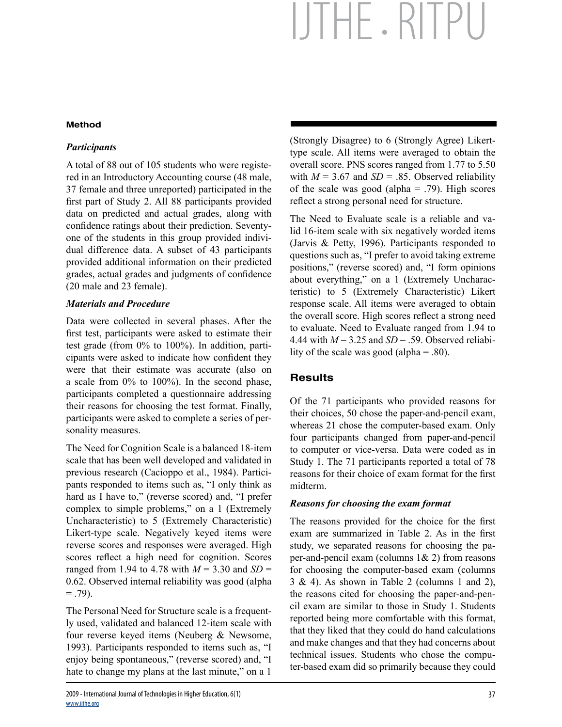### Method

#### *Participants*

A total of 88 out of 105 students who were registered in an Introductory Accounting course (48 male, 37 female and three unreported) participated in the first part of Study 2. All 88 participants provided data on predicted and actual grades, along with confidence ratings about their prediction. Seventy-one of the students in this group provided individual difference data. A subset of 43 participants provided additional information on their predicted grades, actual grades and judgments of confidence (20 male and 23 female).

#### *Materials and Procedure*

Data were collected in several phases. After the first test, participants were asked to estimate their test grade (from 0% to 100%). In addition, participants were asked to indicate how confident they were that their estimate was accurate (also on a scale from 0% to 100%). In the second phase, participants completed a questionnaire addressing their reasons for choosing the test format. Finally, participants were asked to complete a series of personality measures.

The Need for Cognition Scale is a balanced 18-item scale that has been well developed and validated in previous research (Cacioppo et al., 1984). Participants responded to items such as, "I only think as hard as I have to," (reverse scored) and, "I prefer complex to simple problems," on a 1 (Extremely Uncharacteristic) to 5 (Extremely Characteristic) Likert-type scale. Negatively keyed items were reverse scores and responses were averaged. High scores reflect a high need for cognition. Scores ranged from 1.94 to 4.78 with $M$ = 3.30 and $SD$ = 0.62. Observed internal reliability was good (alpha = .79).

The Personal Need for Structure scale is a frequently used, validated and balanced 12-item scale with four reverse keyed items (Neuberg & Newsome, 1993). Participants responded to items such as, "I enjoy being spontaneous," (reverse scored) and, "I hate to change my plans at the last minute," on a 1 (Strongly Disagree) to 6 (Strongly Agree) Likert-type scale. All items were averaged to obtain the overall score. PNS scores ranged from 1.77 to 5.50 with $M$ = 3.67 and $SD$ = .85. Observed reliability of the scale was good (alpha = .79). High scores reflect a strong personal need for structure.

The Need to Evaluate scale is a reliable and valid 16-item scale with six negatively worded items (Jarvis & Petty, 1996). Participants responded to questions such as, "I prefer to avoid taking extreme positions," (reverse scored) and, "I form opinions about everything," on a 1 (Extremely Uncharacteristic) to 5 (Extremely Characteristic) Likert response scale. All items were averaged to obtain the overall score. High scores reflect a strong need to evaluate. Need to Evaluate ranged from 1.94 to 4.44 with $M$ = 3.25 and $SD$ = .59. Observed reliability of the scale was good (alpha = .80).

### Results

Of the 71 participants who provided reasons for their choices, 50 chose the paper-and-pencil exam, whereas 21 chose the computer-based exam. Only four participants changed from paper-and-pencil to computer or vice-versa. Data were coded as in Study 1. The 71 participants reported a total of 78 reasons for their choice of exam format for the first midterm.

#### *Reasons for choosing the exam format*

The reasons provided for the choice for the first exam are summarized in Table 2. As in the first study, we separated reasons for choosing the paper-and-pencil exam (columns 1& 2) from reasons for choosing the computer-based exam (columns 3 & 4). As shown in Table 2 (columns 1 and 2), the reasons cited for choosing the paper-and-pencil exam are similar to those in Study 1. Students reported being more comfortable with this format, that they liked that they could do hand calculations and make changes and that they had concerns about technical issues. Students who chose the computer-based exam did so primarily because they could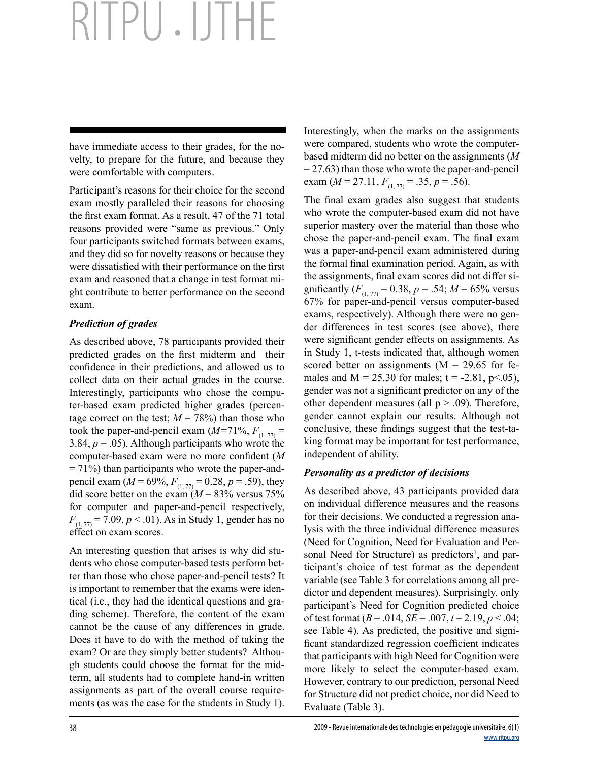have immediate access to their grades, for the novelty, to prepare for the future, and because they were comfortable with computers.

Participant's reasons for their choice for the second exam mostly paralleled their reasons for choosing the first exam format. As a result, 47 of the 71 total reasons provided were "same as previous." Only four participants switched formats between exams, and they did so for novelty reasons or because they were dissatisfied with their performance on the first exam and reasoned that a change in test format might contribute to better performance on the second exam.

### *Prediction of grades*

As described above, 78 participants provided their predicted grades on the first midterm and their confidence in their predictions, and allowed us to collect data on their actual grades in the course. Interestingly, participants who chose the computer-based exam predicted higher grades (percentage correct on the test; $M$ = 78%) than those who took the paper-and-pencil exam ($M$=71%, $F_{(1, 77)}$ = 3.84, $p$ = .05). Although participants who wrote the computer-based exam were no more confident ($M$ = 71%) than participants who wrote the paper-and-pencil exam ($M$ = 69%, $F_{(1, 77)}$ = 0.28, $p$ = .59), they did score better on the exam ($M$ = 83% versus 75% for computer and paper-and-pencil respectively, $F_{(1, 77)}$ = 7.09, $p$ < .01). As in Study 1, gender has no effect on exam scores.

An interesting question that arises is why did students who chose computer-based tests perform better than those who chose paper-and-pencil tests? It is important to remember that the exams were identical (i.e., they had the identical questions and grading scheme). Therefore, the content of the exam cannot be the cause of any differences in grade. Does it have to do with the method of taking the exam? Or are they simply better students? Although students could choose the format for the midterm, all students had to complete hand-in written assignments as part of the overall course requirements (as was the case for the students in Study 1). Interestingly, when the marks on the assignments were compared, students who wrote the computer-based midterm did no better on the assignments ($M$ = 27.63) than those who wrote the paper-and-pencil exam ($M$ = 27.11, $F_{(1, 77)}$ = .35, $p$ = .56).

The final exam grades also suggest that students who wrote the computer-based exam did not have superior mastery over the material than those who chose the paper-and-pencil exam. The final exam was a paper-and-pencil exam administered during the formal final examination period. Again, as with the assignments, final exam scores did not differ significantly ($F_{(1, 77)}$ = 0.38, $p$ = .54; $M$ = 65% versus 67% for paper-and-pencil versus computer-based exams, respectively). Although there were no gender differences in test scores (see above), there were significant gender effects on assignments. As in Study 1, t-tests indicated that, although women scored better on assignments (M = 29.65 for females and M = 25.30 for males; t = -2.81, p<.05), gender was not a significant predictor on any of the other dependent measures (all p > .09). Therefore, gender cannot explain our results. Although not conclusive, these findings suggest that the test-taking format may be important for test performance, independent of ability.

### *Personality as a predictor of decisions*

As described above, 43 participants provided data on individual difference measures and the reasons for their decisions. We conducted a regression analysis with the three individual difference measures (Need for Cognition, Need for Evaluation and Personal Need for Structure) as predictors[1], and participant's choice of test format as the dependent variable (see Table 3 for correlations among all predictor and dependent measures). Surprisingly, only participant's Need for Cognition predicted choice of test format ($B$ = .014, $SE$ = .007, $t$ = 2.19, $p$ < .04; see Table 4). As predicted, the positive and significant standardized regression coefficient indicates that participants with high Need for Cognition were more likely to select the computer-based exam. However, contrary to our prediction, personal Need for Structure did not predict choice, nor did Need to Evaluate (Table 3).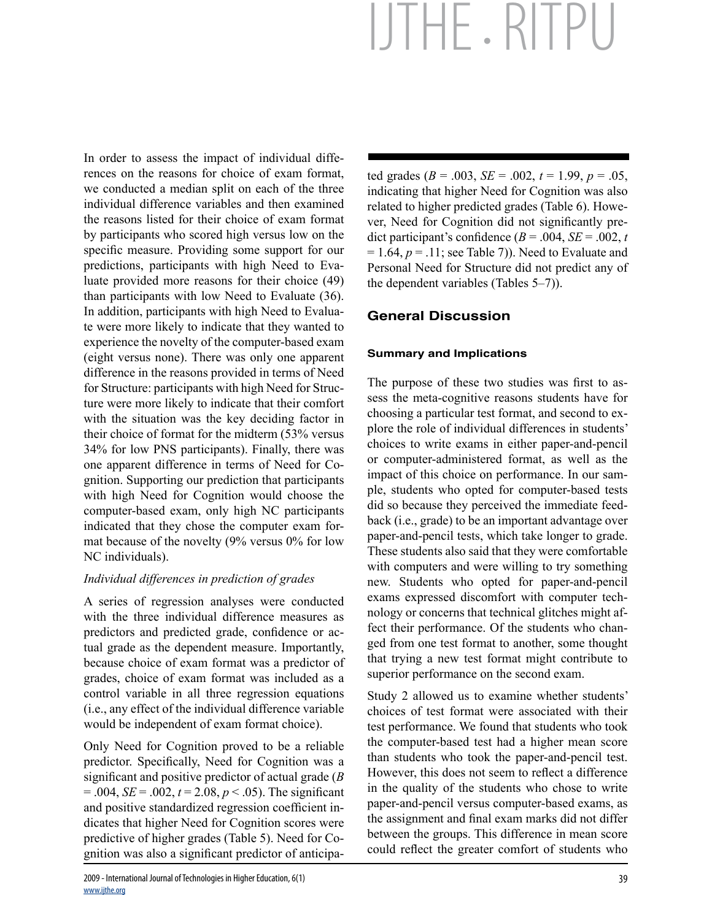In order to assess the impact of individual differences on the reasons for choice of exam format, we conducted a median split on each of the three individual difference variables and then examined the reasons listed for their choice of exam format by participants who scored high versus low on the specific measure. Providing some support for our predictions, participants with high Need to Evaluate provided more reasons for their choice (49) than participants with low Need to Evaluate (36). In addition, participants with high Need to Evaluate were more likely to indicate that they wanted to experience the novelty of the computer-based exam (eight versus none). There was only one apparent difference in the reasons provided in terms of Need for Structure: participants with high Need for Structure were more likely to indicate that their comfort with the situation was the key deciding factor in their choice of format for the midterm (53% versus 34% for low PNS participants). Finally, there was one apparent difference in terms of Need for Cognition. Supporting our prediction that participants with high Need for Cognition would choose the computer-based exam, only high NC participants indicated that they chose the computer exam format because of the novelty (9% versus 0% for low NC individuals).

*Individual differences in prediction of grades*

A series of regression analyses were conducted with the three individual difference measures as predictors and predicted grade, confidence or actual grade as the dependent measure. Importantly, because choice of exam format was a predictor of grades, choice of exam format was included as a control variable in all three regression equations (i.e., any effect of the individual difference variable would be independent of exam format choice).

Only Need for Cognition proved to be a reliable predictor. Specifically, Need for Cognition was a significant and positive predictor of actual grade ($B = .004$, $SE = .002$, $t = 2.08$, $p < .05$). The significant and positive standardized regression coefficient indicates that higher Need for Cognition scores were predictive of higher grades (Table 5). Need for Cognition was also a significant predictor of anticipated grades ($B = .003$, $SE = .002$, $t = 1.99$, $p = .05$, indicating that higher Need for Cognition was also related to higher predicted grades (Table 6). However, Need for Cognition did not significantly predict participant's confidence ($B = .004$, $SE = .002$, $t = 1.64$, $p = .11$; see Table 7)). Need to Evaluate and Personal Need for Structure did not predict any of the dependent variables (Tables 5–7)).

## General Discussion

### Summary and Implications

The purpose of these two studies was first to assess the meta-cognitive reasons students have for choosing a particular test format, and second to explore the role of individual differences in students' choices to write exams in either paper-and-pencil or computer-administered format, as well as the impact of this choice on performance. In our sample, students who opted for computer-based tests did so because they perceived the immediate feedback (i.e., grade) to be an important advantage over paper-and-pencil tests, which take longer to grade. These students also said that they were comfortable with computers and were willing to try something new. Students who opted for paper-and-pencil exams expressed discomfort with computer technology or concerns that technical glitches might affect their performance. Of the students who changed from one test format to another, some thought that trying a new test format might contribute to superior performance on the second exam.

Study 2 allowed us to examine whether students' choices of test format were associated with their test performance. We found that students who took the computer-based test had a higher mean score than students who took the paper-and-pencil test. However, this does not seem to reflect a difference in the quality of the students who chose to write paper-and-pencil versus computer-based exams, as the assignment and final exam marks did not differ between the groups. This difference in mean score could reflect the greater comfort of students who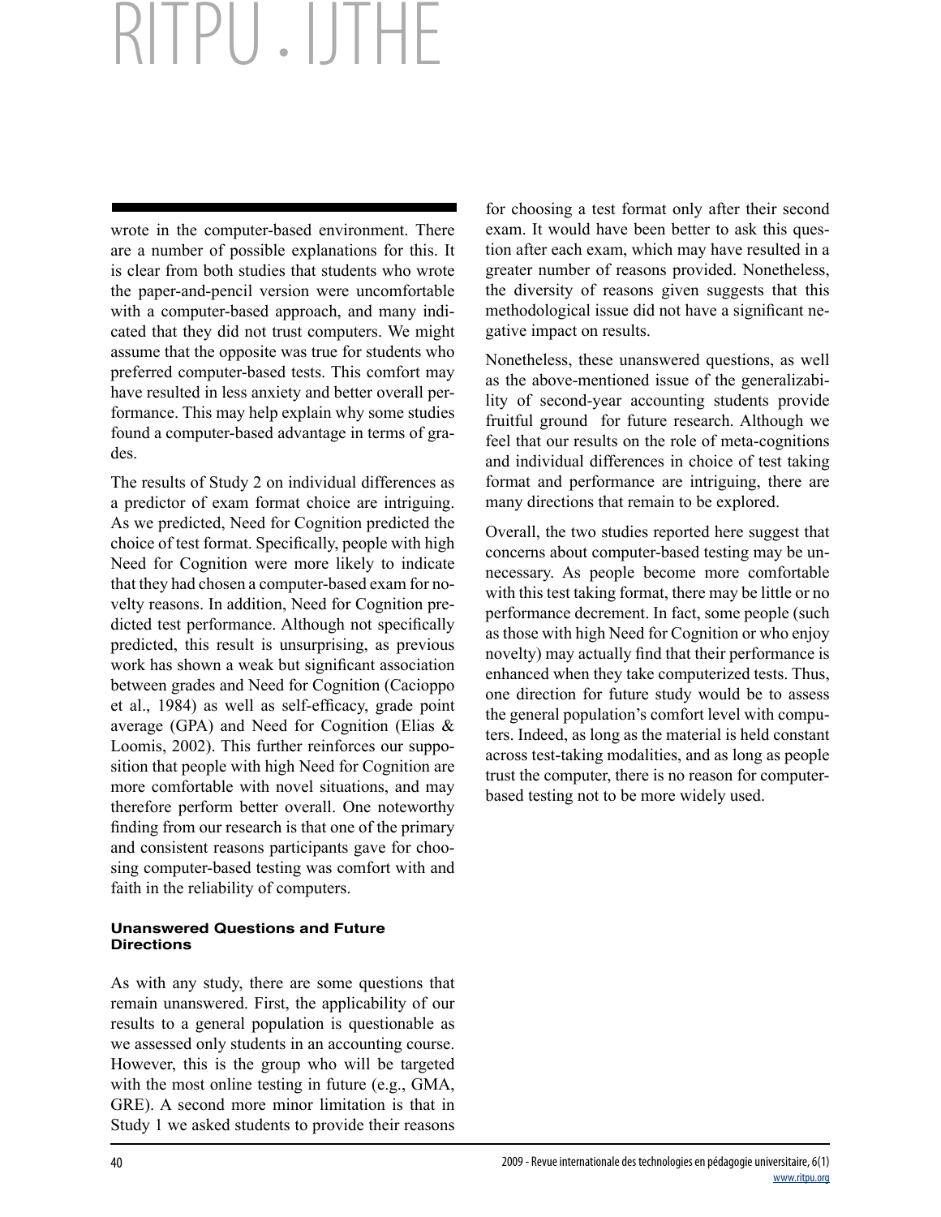wrote in the computer-based environment. There are a number of possible explanations for this. It is clear from both studies that students who wrote the paper-and-pencil version were uncomfortable with a computer-based approach, and many indicated that they did not trust computers. We might assume that the opposite was true for students who preferred computer-based tests. This comfort may have resulted in less anxiety and better overall performance. This may help explain why some studies found a computer-based advantage in terms of grades.

The results of Study 2 on individual differences as a predictor of exam format choice are intriguing. As we predicted, Need for Cognition predicted the choice of test format. Specifically, people with high Need for Cognition were more likely to indicate that they had chosen a computer-based exam for novelty reasons. In addition, Need for Cognition predicted test performance. Although not specifically predicted, this result is unsurprising, as previous work has shown a weak but significant association between grades and Need for Cognition (Cacioppo et al., 1984) as well as self-efficacy, grade point average (GPA) and Need for Cognition (Elias & Loomis, 2002). This further reinforces our supposition that people with high Need for Cognition are more comfortable with novel situations, and may therefore perform better overall. One noteworthy finding from our research is that one of the primary and consistent reasons participants gave for choosing computer-based testing was comfort with and faith in the reliability of computers.

### Unanswered Questions and Future Directions

As with any study, there are some questions that remain unanswered. First, the applicability of our results to a general population is questionable as we assessed only students in an accounting course. However, this is the group who will be targeted with the most online testing in future (e.g., GMA, GRE). A second more minor limitation is that in Study 1 we asked students to provide their reasons for choosing a test format only after their second exam. It would have been better to ask this question after each exam, which may have resulted in a greater number of reasons provided. Nonetheless, the diversity of reasons given suggests that this methodological issue did not have a significant negative impact on results.

Nonetheless, these unanswered questions, as well as the above-mentioned issue of the generalizability of second-year accounting students provide fruitful ground for future research. Although we feel that our results on the role of meta-cognitions and individual differences in choice of test taking format and performance are intriguing, there are many directions that remain to be explored.

Overall, the two studies reported here suggest that concerns about computer-based testing may be unnecessary. As people become more comfortable with this test taking format, there may be little or no performance decrement. In fact, some people (such as those with high Need for Cognition or who enjoy novelty) may actually find that their performance is enhanced when they take computerized tests. Thus, one direction for future study would be to assess the general population's comfort level with computers. Indeed, as long as the material is held constant across test-taking modalities, and as long as people trust the computer, there is no reason for computer-based testing not to be more widely used.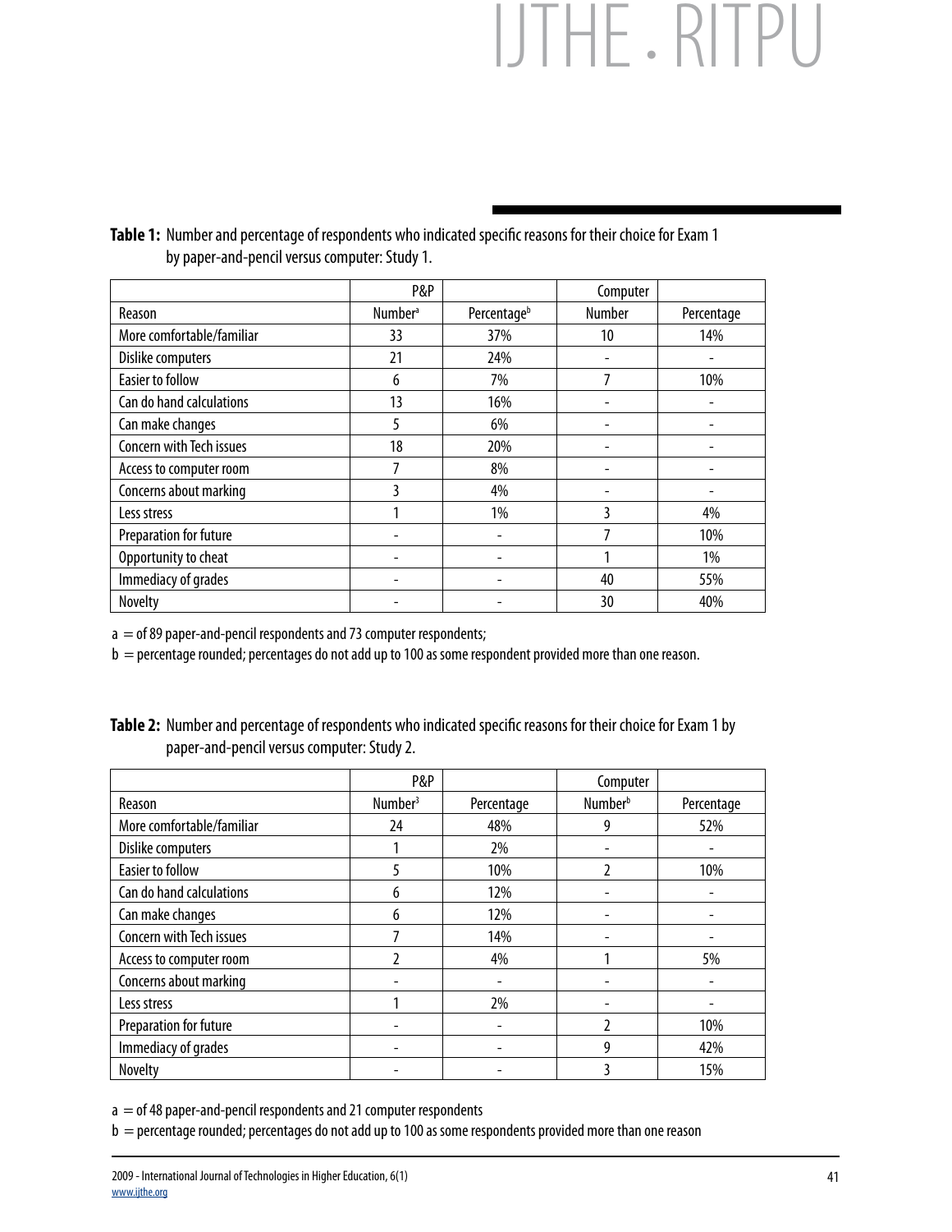**Table 1:** Number and percentage of respondents who indicated specific reasons for their choice for Exam 1 by paper-and-pencil versus computer: Study 1.

| | P&P | | Computer | |
|---|---|---|---|---|
| Reason | Number[a] | Percentage[b] | Number | Percentage |
| More comfortable/familiar | 33 | 37% | 10 | 14% |
| Dislike computers | 21 | 24% | - | - |
| Easier to follow | 6 | 7% | 7 | 10% |
| Can do hand calculations | 13 | 16% | - | - |
| Can make changes | 5 | 6% | - | - |
| Concern with Tech issues | 18 | 20% | - | - |
| Access to computer room | 7 | 8% | - | - |
| Concerns about marking | 3 | 4% | - | - |
| Less stress | 1 | 1% | 3 | 4% |
| Preparation for future | - | - | 7 | 10% |
| Opportunity to cheat | - | - | 1 | 1% |
| Immediacy of grades | - | - | 40 | 55% |
| Novelty | - | - | 30 | 40% |

a = of 89 paper-and-pencil respondents and 73 computer respondents;

b = percentage rounded; percentages do not add up to 100 as some respondent provided more than one reason.

**Table 2:** Number and percentage of respondents who indicated specific reasons for their choice for Exam 1 by paper-and-pencil versus computer: Study 2.

| | P&P | | Computer | |
|---|---|---|---|---|
| Reason | Number[3] | Percentage | Number[b] | Percentage |
| More comfortable/familiar | 24 | 48% | 9 | 52% |
| Dislike computers | 1 | 2% | - | - |
| Easier to follow | 5 | 10% | 2 | 10% |
| Can do hand calculations | 6 | 12% | - | - |
| Can make changes | 6 | 12% | - | - |
| Concern with Tech issues | 7 | 14% | - | - |
| Access to computer room | 2 | 4% | 1 | 5% |
| Concerns about marking | - | - | - | - |
| Less stress | 1 | 2% | - | - |
| Preparation for future | - | - | 2 | 10% |
| Immediacy of grades | - | - | 9 | 42% |
| Novelty | - | - | 3 | 15% |

a = of 48 paper-and-pencil respondents and 21 computer respondents

b = percentage rounded; percentages do not add up to 100 as some respondents provided more than one reason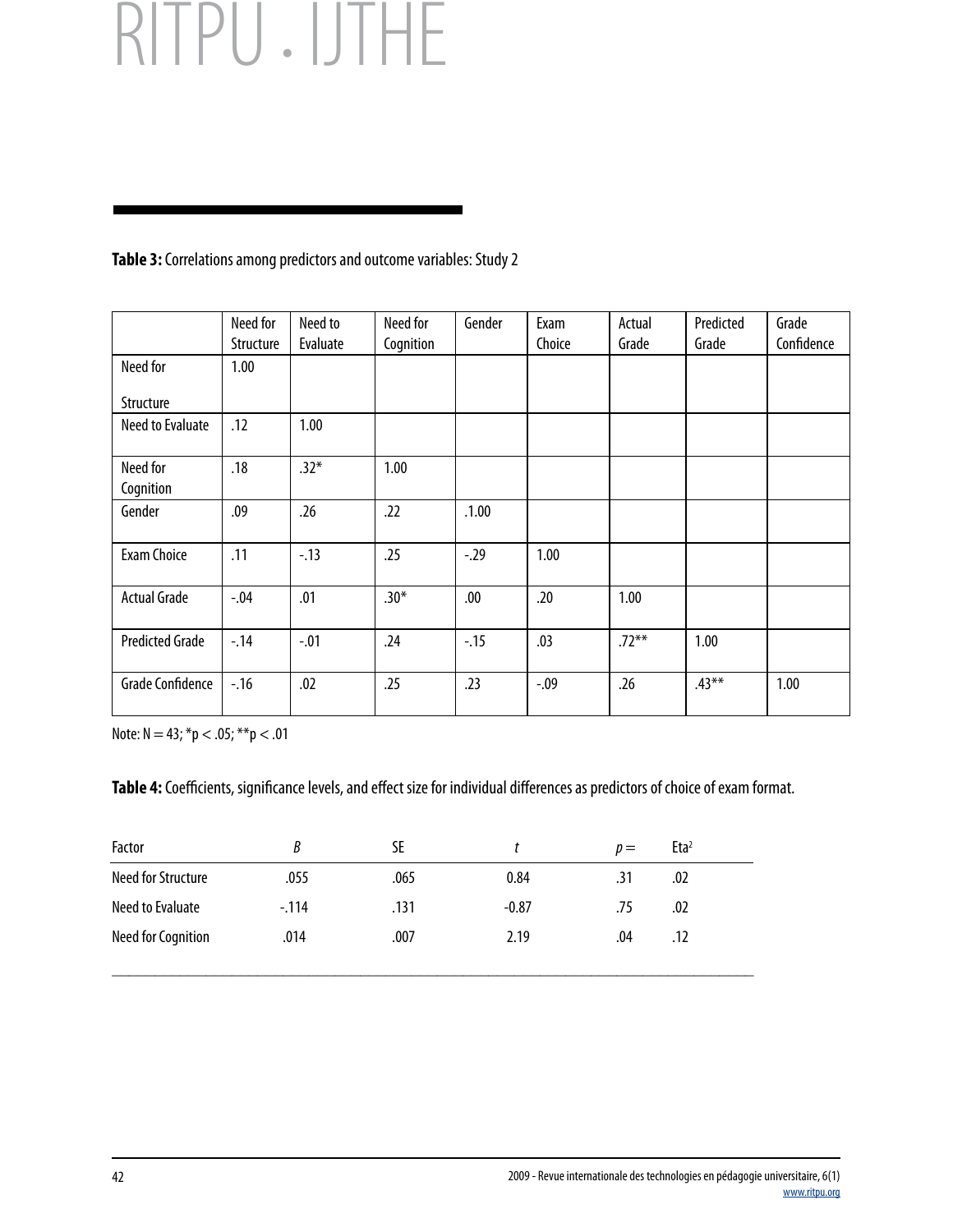**Table 3:** Correlations among predictors and outcome variables: Study 2

| | Need for Structure | Need to Evaluate | Need for Cognition | Gender | Exam Choice | Actual Grade | Predicted Grade | Grade Confidence |
|---|---|---|---|---|---|---|---|---|
| Need for Structure | 1.00 | | | | | | | |
| Need to Evaluate | .12 | 1.00 | | | | | | |
| Need for Cognition | .18 | .32* | 1.00 | | | | | |
| Gender | .09 | .26 | .22 | .1.00 | | | | |
| Exam Choice | .11 | -.13 | .25 | -.29 | 1.00 | | | |
| Actual Grade | -.04 | .01 | .30* | .00 | .20 | 1.00 | | |
| Predicted Grade | -.14 | -.01 | .24 | -.15 | .03 | .72** | 1.00 | |
| Grade Confidence | -.16 | .02 | .25 | .23 | -.09 | .26 | .43** | 1.00 |

Note: N = 43; *p < .05; **p < .01

**Table 4:** Coefficients, significance levels, and effect size for individual differences as predictors of choice of exam format.

| Factor | *B* | SE | *t* | *p* = | Eta² |
|---|---|---|---|---|---|
| Need for Structure | .055 | .065 | 0.84 | .31 | .02 |
| Need to Evaluate | -.114 | .131 | -0.87 | .75 | .02 |
| Need for Cognition | .014 | .007 | 2.19 | .04 | .12 |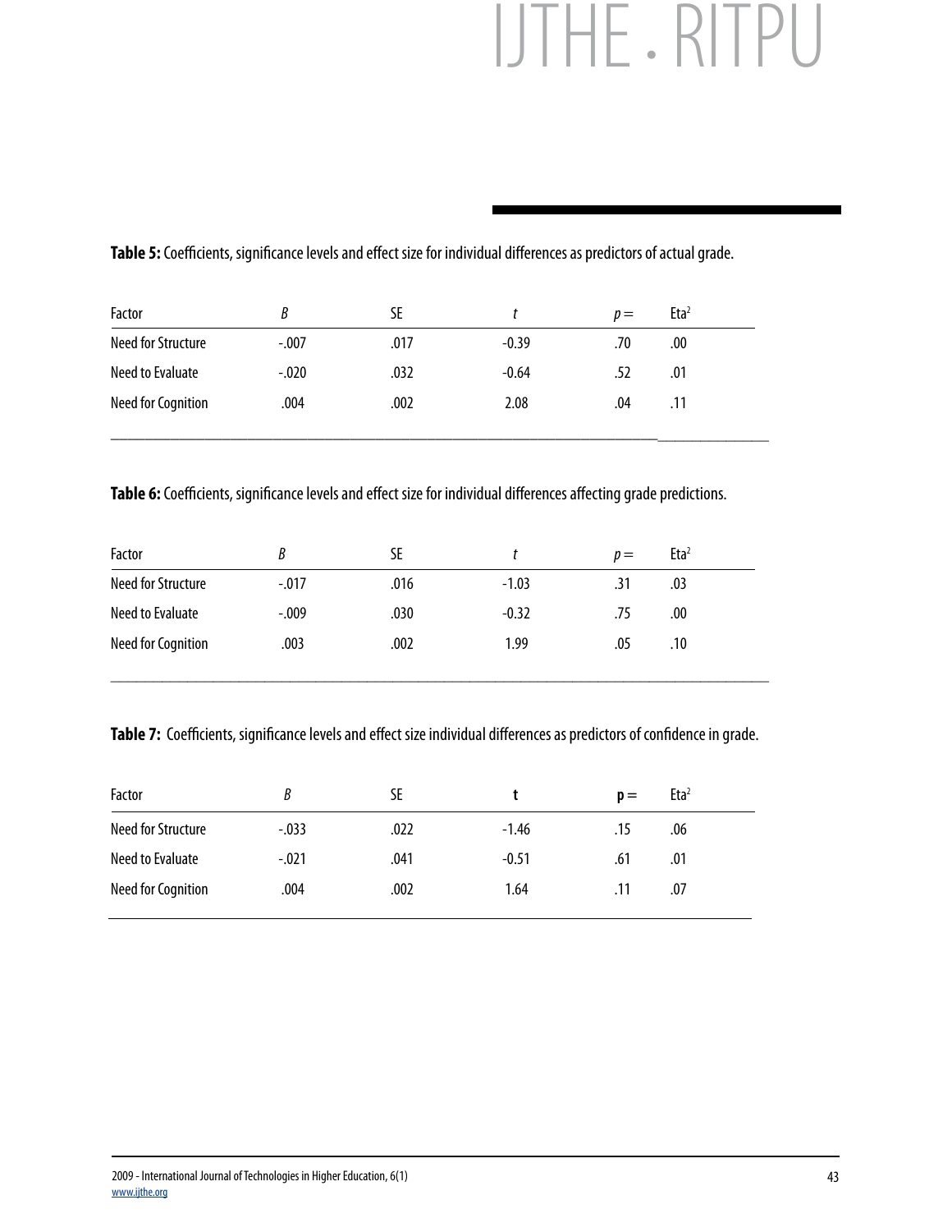**Table 5:** Coefficients, significance levels and effect size for individual differences as predictors of actual grade.

| Factor | *B* | SE | *t* | *p* = | $Eta^2$ |
|---|---|---|---|---|---|
| Need for Structure | -.007 | .017 | -0.39 | .70 | .00 |
| Need to Evaluate | -.020 | .032 | -0.64 | .52 | .01 |
| Need for Cognition | .004 | .002 | 2.08 | .04 | .11 |

**Table 6:** Coefficients, significance levels and effect size for individual differences affecting grade predictions.

| Factor | *B* | SE | *t* | *p* = | $Eta^2$ |
|---|---|---|---|---|---|
| Need for Structure | -.017 | .016 | -1.03 | .31 | .03 |
| Need to Evaluate | -.009 | .030 | -0.32 | .75 | .00 |
| Need for Cognition | .003 | .002 | 1.99 | .05 | .10 |

**Table 7:** Coefficients, significance levels and effect size individual differences as predictors of confidence in grade.

| Factor | *B* | SE | **t** | **p =** | $Eta^2$ |
|---|---|---|---|---|---|
| Need for Structure | -.033 | .022 | -1.46 | .15 | .06 |
| Need to Evaluate | -.021 | .041 | -0.51 | .61 | .01 |
| Need for Cognition | .004 | .002 | 1.64 | .11 | .07 |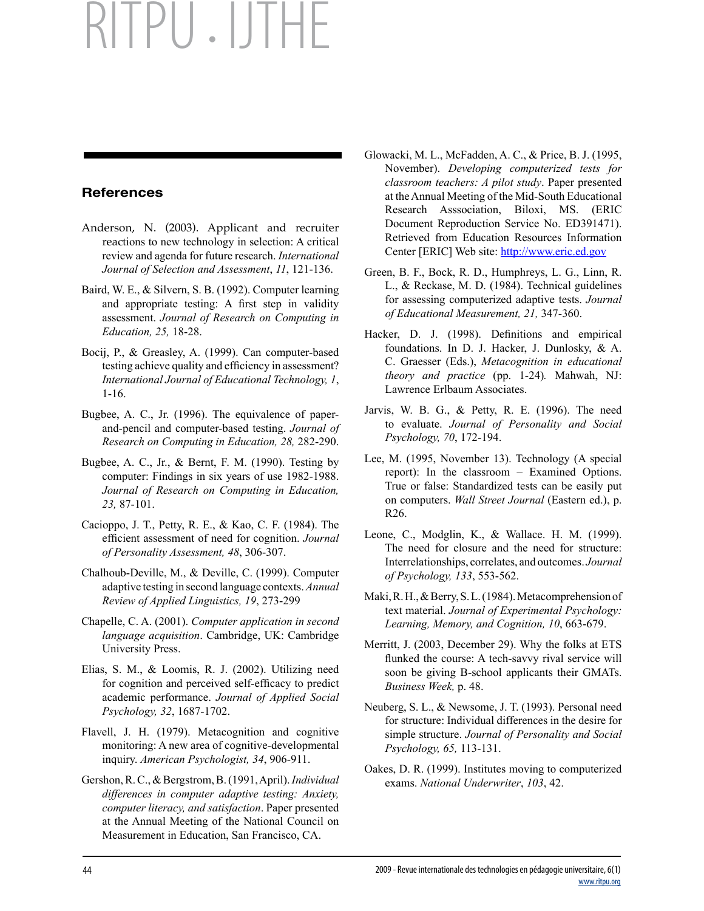## References

Anderson, N. (2003). Applicant and recruiter reactions to new technology in selection: A critical review and agenda for future research. *International Journal of Selection and Assessment*, *11*, 121-136.

Baird, W. E., & Silvern, S. B. (1992). Computer learning and appropriate testing: A first step in validity assessment. *Journal of Research on Computing in Education, 25,* 18-28.

Bocij, P., & Greasley, A. (1999). Can computer-based testing achieve quality and efficiency in assessment? *International Journal of Educational Technology, 1*, 1-16.

Bugbee, A. C., Jr. (1996). The equivalence of paper-and-pencil and computer-based testing. *Journal of Research on Computing in Education, 28,* 282-290.

Bugbee, A. C., Jr., & Bernt, F. M. (1990). Testing by computer: Findings in six years of use 1982-1988. *Journal of Research on Computing in Education, 23,* 87-101.

Cacioppo, J. T., Petty, R. E., & Kao, C. F. (1984). The efficient assessment of need for cognition. *Journal of Personality Assessment, 48*, 306-307.

Chalhoub-Deville, M., & Deville, C. (1999). Computer adaptive testing in second language contexts. *Annual Review of Applied Linguistics, 19*, 273-299

Chapelle, C. A. (2001). *Computer application in second language acquisition*. Cambridge, UK: Cambridge University Press.

Elias, S. M., & Loomis, R. J. (2002). Utilizing need for cognition and perceived self-efficacy to predict academic performance. *Journal of Applied Social Psychology, 32*, 1687-1702.

Flavell, J. H. (1979). Metacognition and cognitive monitoring: A new area of cognitive-developmental inquiry. *American Psychologist, 34*, 906-911.

Gershon, R. C., & Bergstrom, B. (1991, April). *Individual differences in computer adaptive testing: Anxiety, computer literacy, and satisfaction*. Paper presented at the Annual Meeting of the National Council on Measurement in Education, San Francisco, CA.

Glowacki, M. L., McFadden, A. C., & Price, B. J. (1995, November). *Developing computerized tests for classroom teachers: A pilot study*. Paper presented at the Annual Meeting of the Mid-South Educational Research Asssociation, Biloxi, MS. (ERIC Document Reproduction Service No. ED391471). Retrieved from Education Resources Information Center [ERIC] Web site: http://www.eric.ed.gov

Green, B. F., Bock, R. D., Humphreys, L. G., Linn, R. L., & Reckase, M. D. (1984). Technical guidelines for assessing computerized adaptive tests. *Journal of Educational Measurement, 21,* 347-360.

Hacker, D. J. (1998). Definitions and empirical foundations. In D. J. Hacker, J. Dunlosky, & A. C. Graesser (Eds.), *Metacognition in educational theory and practice* (pp. 1-24)*.* Mahwah, NJ: Lawrence Erlbaum Associates.

Jarvis, W. B. G., & Petty, R. E. (1996). The need to evaluate. *Journal of Personality and Social Psychology, 70*, 172-194.

Lee, M. (1995, November 13). Technology (A special report): In the classroom – Examined Options. True or false: Standardized tests can be easily put on computers. *Wall Street Journal* (Eastern ed.), p. R26.

Leone, C., Modglin, K., & Wallace. H. M. (1999). The need for closure and the need for structure: Interrelationships, correlates, and outcomes. *Journal of Psychology, 133*, 553-562.

Maki, R. H., & Berry, S. L. (1984). Metacomprehension of text material. *Journal of Experimental Psychology: Learning, Memory, and Cognition, 10*, 663-679.

Merritt, J. (2003, December 29). Why the folks at ETS flunked the course: A tech-savvy rival service will soon be giving B-school applicants their GMATs. *Business Week,* p. 48.

Neuberg, S. L., & Newsome, J. T. (1993). Personal need for structure: Individual differences in the desire for simple structure. *Journal of Personality and Social Psychology, 65,* 113-131.

Oakes, D. R. (1999). Institutes moving to computerized exams. *National Underwriter*, *103*, 42.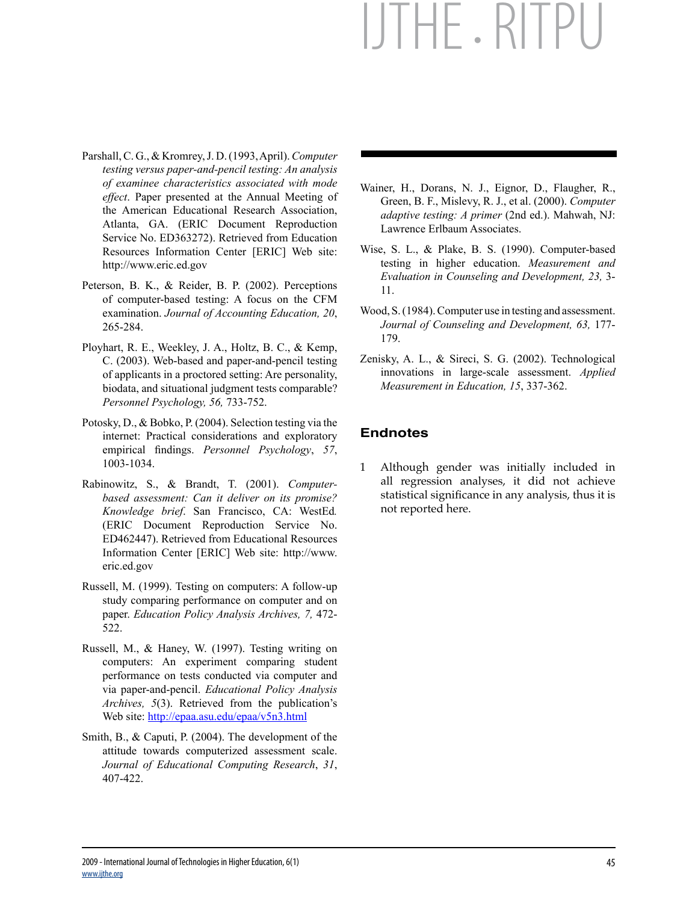Parshall, C. G., & Kromrey, J. D. (1993, April). *Computer testing versus paper-and-pencil testing: An analysis of examinee characteristics associated with mode effect*. Paper presented at the Annual Meeting of the American Educational Research Association, Atlanta, GA. (ERIC Document Reproduction Service No. ED363272). Retrieved from Education Resources Information Center [ERIC] Web site: http://www.eric.ed.gov

Peterson, B. K., & Reider, B. P. (2002). Perceptions of computer-based testing: A focus on the CFM examination. *Journal of Accounting Education, 20*, 265-284.

Ployhart, R. E., Weekley, J. A., Holtz, B. C., & Kemp, C. (2003). Web-based and paper-and-pencil testing of applicants in a proctored setting: Are personality, biodata, and situational judgment tests comparable? *Personnel Psychology, 56,* 733-752.

Potosky, D., & Bobko, P. (2004). Selection testing via the internet: Practical considerations and exploratory empirical findings. *Personnel Psychology*, *57*, 1003-1034.

Rabinowitz, S., & Brandt, T. (2001). *Computer-based assessment: Can it deliver on its promise? Knowledge brief*. San Francisco, CA: WestEd. (ERIC Document Reproduction Service No. ED462447). Retrieved from Educational Resources Information Center [ERIC] Web site: http://www.eric.ed.gov

Russell, M. (1999). Testing on computers: A follow-up study comparing performance on computer and on paper. *Education Policy Analysis Archives, 7,* 472-522.

Russell, M., & Haney, W. (1997). Testing writing on computers: An experiment comparing student performance on tests conducted via computer and via paper-and-pencil. *Educational Policy Analysis Archives, 5*(3). Retrieved from the publication's Web site: http://epaa.asu.edu/epaa/v5n3.html

Smith, B., & Caputi, P. (2004). The development of the attitude towards computerized assessment scale. *Journal of Educational Computing Research*, *31*, 407-422.

Wainer, H., Dorans, N. J., Eignor, D., Flaugher, R., Green, B. F., Mislevy, R. J., et al. (2000). *Computer adaptive testing: A primer* (2nd ed.). Mahwah, NJ: Lawrence Erlbaum Associates.

Wise, S. L., & Plake, B. S. (1990). Computer-based testing in higher education. *Measurement and Evaluation in Counseling and Development, 23,* 3-11.

Wood, S. (1984). Computer use in testing and assessment. *Journal of Counseling and Development, 63,* 177-179.

Zenisky, A. L., & Sireci, S. G. (2002). Technological innovations in large-scale assessment. *Applied Measurement in Education, 15*, 337-362.

## Endnotes

1 Although gender was initially included in all regression analyses, it did not achieve statistical significance in any analysis, thus it is not reported here.